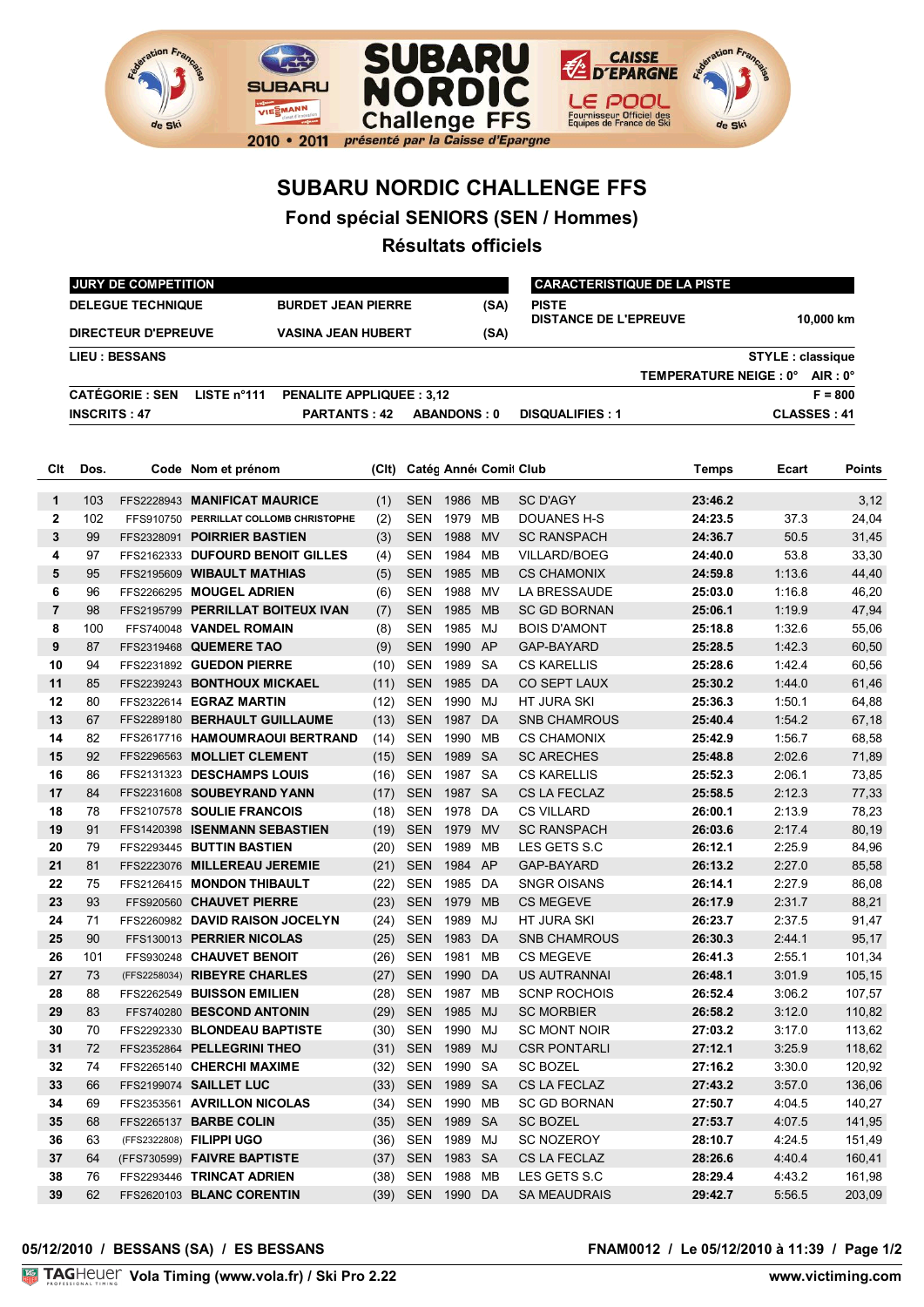# SUBARU NORDIC CHALLENGE FFS

## Fond spécial SENIORS (SEN / Hommes)

## Résultats officiels

| JURY DE COMPETITION | | | CARACTERISTIQUE DE LA PISTE | |
|---|---|---|---|---|
| DELEGUE TECHNIQUE | BURDET JEAN PIERRE | (SA) | PISTE | |
| DIRECTEUR D'EPREUVE | VASINA JEAN HUBERT | (SA) | DISTANCE DE L'EPREUVE | 10,000 km |

**LIEU : BESSANS** — **STYLE : classique**

**TEMPERATURE NEIGE : 0° AIR : 0°**

**CATÉGORIE : SEN** — **LISTE n°111** — **PENALITE APPLIQUEE : 3,12** — **F = 800**

**INSCRITS : 47** — **PARTANTS : 42** — **ABANDONS : 0** — **DISQUALIFIES : 1** — **CLASSES : 41**

| Clt | Dos. | Code | Nom et prénom | (Clt) | Catég | Année | Comité | Club | Temps | Ecart | Points |
|---|---|---|---|---|---|---|---|---|---|---|---|
| 1 | 103 | FFS2228943 | MANIFICAT MAURICE | (1) | SEN | 1986 | MB | SC D'AGY | 23:46.2 | | 3,12 |
| 2 | 102 | FFS910750 | PERRILLAT COLLOMB CHRISTOPHE | (2) | SEN | 1979 | MB | DOUANES H-S | 24:23.5 | 37.3 | 24,04 |
| 3 | 99 | FFS2328091 | POIRRIER BASTIEN | (3) | SEN | 1988 | MV | SC RANSPACH | 24:36.7 | 50.5 | 31,45 |
| 4 | 97 | FFS2162333 | DUFOURD BENOIT GILLES | (4) | SEN | 1984 | MB | VILLARD/BOEG | 24:40.0 | 53.8 | 33,30 |
| 5 | 95 | FFS2195609 | WIBAULT MATHIAS | (5) | SEN | 1985 | MB | CS CHAMONIX | 24:59.8 | 1:13.6 | 44,40 |
| 6 | 96 | FFS2266295 | MOUGEL ADRIEN | (6) | SEN | 1988 | MV | LA BRESSAUDE | 25:03.0 | 1:16.8 | 46,20 |
| 7 | 98 | FFS2195799 | PERRILLAT BOITEUX IVAN | (7) | SEN | 1985 | MB | SC GD BORNAN | 25:06.1 | 1:19.9 | 47,94 |
| 8 | 100 | FFS740048 | VANDEL ROMAIN | (8) | SEN | 1985 | MJ | BOIS D'AMONT | 25:18.8 | 1:32.6 | 55,06 |
| 9 | 87 | FFS2319468 | QUEMERE TAO | (9) | SEN | 1990 | AP | GAP-BAYARD | 25:28.5 | 1:42.3 | 60,50 |
| 10 | 94 | FFS2231892 | GUEDON PIERRE | (10) | SEN | 1989 | SA | CS KARELLIS | 25:28.6 | 1:42.4 | 60,56 |
| 11 | 85 | FFS2239243 | BONTHOUX MICKAEL | (11) | SEN | 1985 | DA | CO SEPT LAUX | 25:30.2 | 1:44.0 | 61,46 |
| 12 | 80 | FFS2322614 | EGRAZ MARTIN | (12) | SEN | 1990 | MJ | HT JURA SKI | 25:36.3 | 1:50.1 | 64,88 |
| 13 | 67 | FFS2289180 | BERHAULT GUILLAUME | (13) | SEN | 1987 | DA | SNB CHAMROUS | 25:40.4 | 1:54.2 | 67,18 |
| 14 | 82 | FFS2617716 | HAMOUMRAOUI BERTRAND | (14) | SEN | 1990 | MB | CS CHAMONIX | 25:42.9 | 1:56.7 | 68,58 |
| 15 | 92 | FFS2296563 | MOLLIET CLEMENT | (15) | SEN | 1989 | SA | CS ARECHES | 25:48.8 | 2:02.6 | 71,89 |
| 16 | 86 | FFS2131323 | DESCHAMPS LOUIS | (16) | SEN | 1987 | SA | CS KARELLIS | 25:52.3 | 2:06.1 | 73,85 |
| 17 | 84 | FFS2231608 | SOUBEYRAND YANN | (17) | SEN | 1987 | SA | CS LA FECLAZ | 25:58.5 | 2:12.3 | 77,33 |
| 18 | 78 | FFS2107578 | SOULIE FRANCOIS | (18) | SEN | 1978 | DA | CS VILLARD | 26:00.1 | 2:13.9 | 78,23 |
| 19 | 91 | FFS1420398 | ISENMANN SEBASTIEN | (19) | SEN | 1979 | MV | SC RANSPACH | 26:03.6 | 2:17.4 | 80,19 |
| 20 | 79 | FFS2293445 | BUTTIN BASTIEN | (20) | SEN | 1989 | MB | LES GETS S.C | 26:12.1 | 2:25.9 | 84,96 |
| 21 | 81 | FFS2223076 | MILLEREAU JEREMIE | (21) | SEN | 1984 | AP | GAP-BAYARD | 26:13.2 | 2:27.0 | 85,58 |
| 22 | 75 | FFS2126415 | MONDON THIBAULT | (22) | SEN | 1985 | DA | SNGR OISANS | 26:14.1 | 2:27.9 | 86,08 |
| 23 | 93 | FFS920560 | CHAUVET PIERRE | (23) | SEN | 1979 | MB | CS MEGEVE | 26:17.9 | 2:31.7 | 88,21 |
| 24 | 71 | FFS2260982 | DAVID RAISON JOCELYN | (24) | SEN | 1989 | MJ | HT JURA SKI | 26:23.7 | 2:37.5 | 91,47 |
| 25 | 90 | FFS130013 | PERRIER NICOLAS | (25) | SEN | 1983 | DA | SNB CHAMROUS | 26:30.3 | 2:44.1 | 95,17 |
| 26 | 101 | FFS930248 | CHAUVET BENOIT | (26) | SEN | 1981 | MB | CS MEGEVE | 26:41.3 | 2:55.1 | 101,34 |
| 27 | 73 | (FFS2258034) | RIBEYRE CHARLES | (27) | SEN | 1990 | DA | US AUTRANNAI | 26:48.1 | 3:01.9 | 105,15 |
| 28 | 88 | FFS2262549 | BUISSON EMILIEN | (28) | SEN | 1987 | MB | SCNP ROCHOIS | 26:52.4 | 3:06.2 | 107,57 |
| 29 | 83 | FFS740280 | BESCOND ANTONIN | (29) | SEN | 1985 | MJ | SC MORBIER | 26:58.2 | 3:12.0 | 110,82 |
| 30 | 70 | FFS2292330 | BLONDEAU BAPTISTE | (30) | SEN | 1990 | MJ | SC MONT NOIR | 27:03.2 | 3:17.0 | 113,62 |
| 31 | 72 | FFS2352864 | PELLEGRINI THEO | (31) | SEN | 1989 | MJ | CSR PONTARLI | 27:12.1 | 3:25.9 | 118,62 |
| 32 | 74 | FFS2265140 | CHERCHI MAXIME | (32) | SEN | 1990 | SA | SC BOZEL | 27:16.2 | 3:30.0 | 120,92 |
| 33 | 66 | FFS2199074 | SAILLET LUC | (33) | SEN | 1989 | SA | CS LA FECLAZ | 27:43.2 | 3:57.0 | 136,06 |
| 34 | 69 | FFS2353561 | AVRILLON NICOLAS | (34) | SEN | 1990 | MB | SC GD BORNAN | 27:50.7 | 4:04.5 | 140,27 |
| 35 | 68 | FFS2265137 | BARBE COLIN | (35) | SEN | 1989 | SA | SC BOZEL | 27:53.7 | 4:07.5 | 141,95 |
| 36 | 63 | (FFS2322808) | FILIPPI UGO | (36) | SEN | 1989 | MJ | SC NOZEROY | 28:10.7 | 4:24.5 | 151,49 |
| 37 | 64 | (FFS730599) | FAIVRE BAPTISTE | (37) | SEN | 1983 | SA | CS LA FECLAZ | 28:26.6 | 4:40.4 | 160,41 |
| 38 | 76 | FFS2293446 | TRINCAT ADRIEN | (38) | SEN | 1988 | MB | LES GETS S.C | 28:29.4 | 4:43.2 | 161,98 |
| 39 | 62 | FFS2620103 | BLANC CORENTIN | (39) | SEN | 1990 | DA | SA MEAUDRAIS | 29:42.7 | 5:56.5 | 203,09 |

05/12/2010 / BESSANS (SA) / ES BESSANS — FNAM0012 / Le 05/12/2010 à 11:39

Vola Timing (www.vola.fr) / Ski Pro 2.22 — www.victiming.com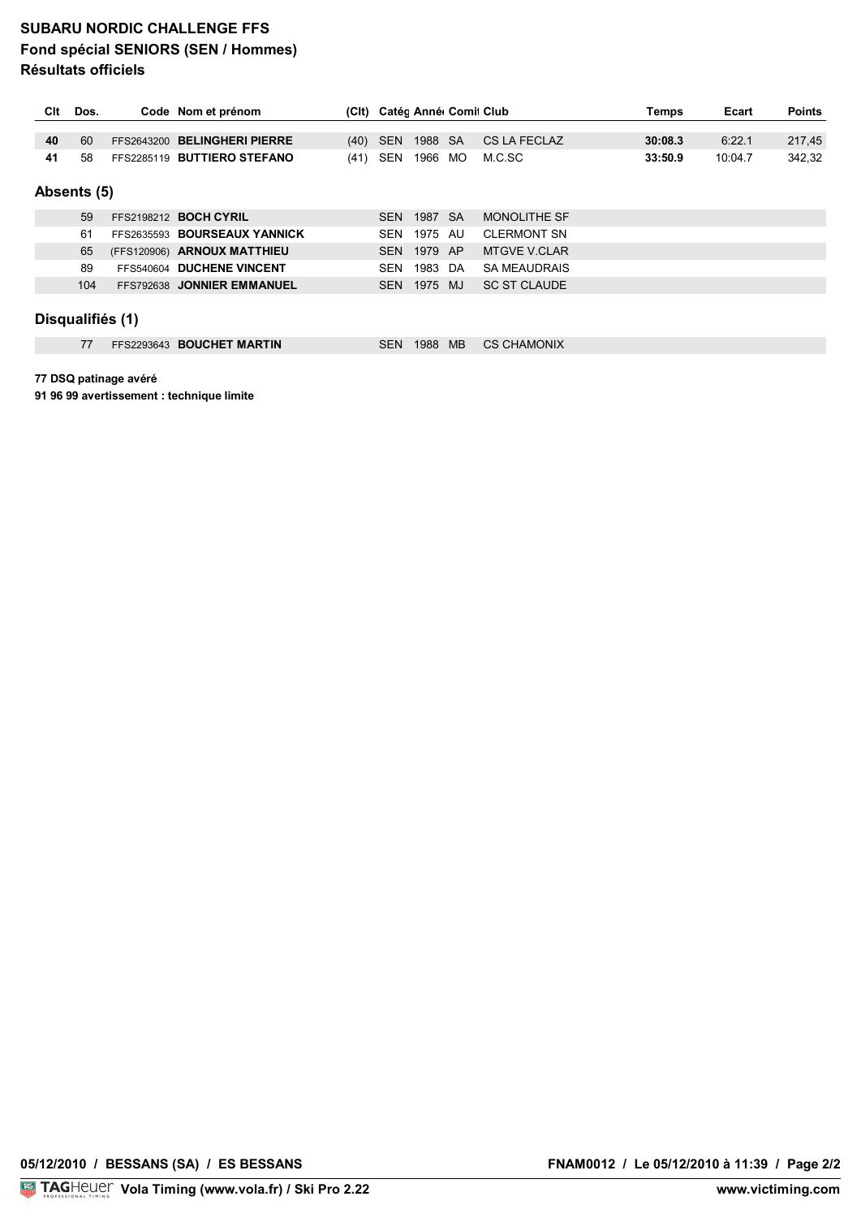**SUBARU NORDIC CHALLENGE FFS**
**Fond spécial SENIORS (SEN / Hommes)**
**Résultats officiels**

| Clt | Dos. | Code | Nom et prénom | (Clt) | Catég | Année | Comité | Club | Temps | Ecart | Points |
|---|---|---|---|---|---|---|---|---|---|---|---|
| **40** | 60 | FFS2643200 | **BELINGHERI PIERRE** | (40) | SEN | 1988 | SA | CS LA FECLAZ | **30:08.3** | 6:22.1 | 217,45 |
| **41** | 58 | FFS2285119 | **BUTTIERO STEFANO** | (41) | SEN | 1966 | MO | M.C.SC | **33:50.9** | 10:04.7 | 342,32 |

## Absents (5)

| Clt | Dos. | Code | Nom et prénom | (Clt) | Catég | Année | Comité | Club | Temps | Ecart | Points |
|---|---|---|---|---|---|---|---|---|---|---|---|
| | 59 | FFS2198212 | **BOCH CYRIL** | | SEN | 1987 | SA | MONOLITHE SF | | | |
| | 61 | FFS2635593 | **BOURSEAUX YANNICK** | | SEN | 1975 | AU | CLERMONT SN | | | |
| | 65 | (FFS120906) | **ARNOUX MATTHIEU** | | SEN | 1979 | AP | MTGVE V.CLAR | | | |
| | 89 | FFS540604 | **DUCHENE VINCENT** | | SEN | 1983 | DA | SA MEAUDRAIS | | | |
| | 104 | FFS792638 | **JONNIER EMMANUEL** | | SEN | 1975 | MJ | SC ST CLAUDE | | | |

## Disqualifiés (1)

| Clt | Dos. | Code | Nom et prénom | (Clt) | Catég | Année | Comité | Club | Temps | Ecart | Points |
|---|---|---|---|---|---|---|---|---|---|---|---|
| | 77 | FFS2293643 | **BOUCHET MARTIN** | | SEN | 1988 | MB | CS CHAMONIX | | | |

**77 DSQ patinage avéré**

**91 96 99 avertissement : technique limite**

**05/12/2010 / BESSANS (SA) / ES BESSANS** — **FNAM0012 / Le 05/12/2010 à 11:39**

Vola Timing (www.vola.fr) / Ski Pro 2.22 — www.victiming.com